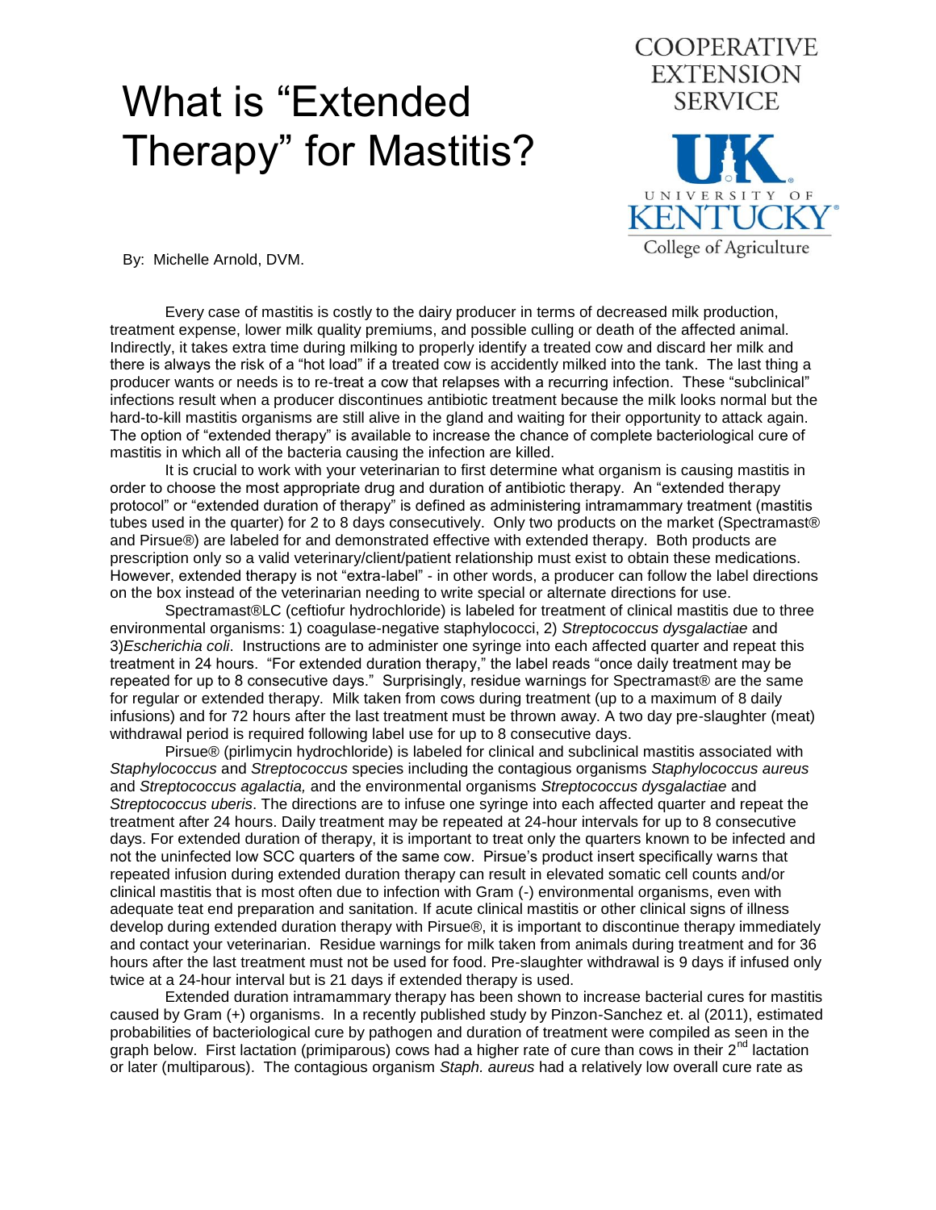# What is "Extended Therapy" for Mastitis?

COOPERATIVE EXTENSION SERVICE

UK UNIVERSITY OF KENTUCKY College of Agriculture

By: Michelle Arnold, DVM.

Every case of mastitis is costly to the dairy producer in terms of decreased milk production, treatment expense, lower milk quality premiums, and possible culling or death of the affected animal. Indirectly, it takes extra time during milking to properly identify a treated cow and discard her milk and there is always the risk of a "hot load" if a treated cow is accidently milked into the tank. The last thing a producer wants or needs is to re-treat a cow that relapses with a recurring infection. These "subclinical" infections result when a producer discontinues antibiotic treatment because the milk looks normal but the hard-to-kill mastitis organisms are still alive in the gland and waiting for their opportunity to attack again. The option of "extended therapy" is available to increase the chance of complete bacteriological cure of mastitis in which all of the bacteria causing the infection are killed.

It is crucial to work with your veterinarian to first determine what organism is causing mastitis in order to choose the most appropriate drug and duration of antibiotic therapy. An "extended therapy protocol" or "extended duration of therapy" is defined as administering intramammary treatment (mastitis tubes used in the quarter) for 2 to 8 days consecutively. Only two products on the market (Spectramast® and Pirsue®) are labeled for and demonstrated effective with extended therapy. Both products are prescription only so a valid veterinary/client/patient relationship must exist to obtain these medications. However, extended therapy is not "extra-label" - in other words, a producer can follow the label directions on the box instead of the veterinarian needing to write special or alternate directions for use.

Spectramast®LC (ceftiofur hydrochloride) is labeled for treatment of clinical mastitis due to three environmental organisms: 1) coagulase-negative staphylococci, 2) *Streptococcus dysgalactiae* and 3)*Escherichia coli*. Instructions are to administer one syringe into each affected quarter and repeat this treatment in 24 hours. "For extended duration therapy," the label reads "once daily treatment may be repeated for up to 8 consecutive days." Surprisingly, residue warnings for Spectramast® are the same for regular or extended therapy. Milk taken from cows during treatment (up to a maximum of 8 daily infusions) and for 72 hours after the last treatment must be thrown away. A two day pre-slaughter (meat) withdrawal period is required following label use for up to 8 consecutive days.

Pirsue® (pirlimycin hydrochloride) is labeled for clinical and subclinical mastitis associated with *Staphylococcus* and *Streptococcus* species including the contagious organisms *Staphylococcus aureus* and *Streptococcus agalactia,* and the environmental organisms *Streptococcus dysgalactiae* and *Streptococcus uberis*. The directions are to infuse one syringe into each affected quarter and repeat the treatment after 24 hours. Daily treatment may be repeated at 24-hour intervals for up to 8 consecutive days. For extended duration of therapy, it is important to treat only the quarters known to be infected and not the uninfected low SCC quarters of the same cow. Pirsue's product insert specifically warns that repeated infusion during extended duration therapy can result in elevated somatic cell counts and/or clinical mastitis that is most often due to infection with Gram (-) environmental organisms, even with adequate teat end preparation and sanitation. If acute clinical mastitis or other clinical signs of illness develop during extended duration therapy with Pirsue®, it is important to discontinue therapy immediately and contact your veterinarian. Residue warnings for milk taken from animals during treatment and for 36 hours after the last treatment must not be used for food. Pre-slaughter withdrawal is 9 days if infused only twice at a 24-hour interval but is 21 days if extended therapy is used.

Extended duration intramammary therapy has been shown to increase bacterial cures for mastitis caused by Gram (+) organisms. In a recently published study by Pinzon-Sanchez et. al (2011), estimated probabilities of bacteriological cure by pathogen and duration of treatment were compiled as seen in the graph below. First lactation (primiparous) cows had a higher rate of cure than cows in their 2nd lactation or later (multiparous). The contagious organism *Staph. aureus* had a relatively low overall cure rate as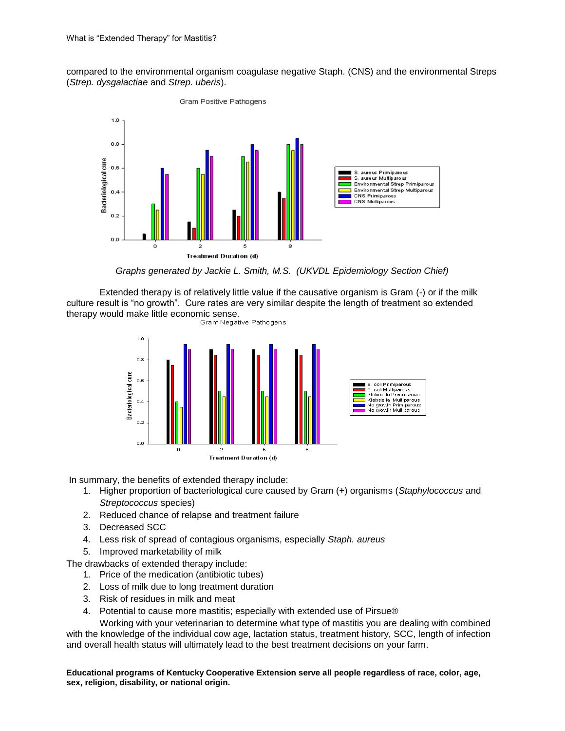compared to the environmental organism coagulase negative Staph. (CNS) and the environmental Streps (*Strep. dysgalactiae* and *Strep. uberis*).

Gram Positive Pathogens

1.0
0.8
0.6
0.4
0.2
0.0

Bacteriological cure

0 2 5 8

Treatment Duration (d)

S. aureus Primiparous
S. aureus Multiparous
Environmental Strep Primiparous
Environmental Strep Multiparous
CNS Primiparous
CNS Multiparous

*Graphs generated by Jackie L. Smith, M.S. (UKVDL Epidemiology Section Chief)*

Extended therapy is of relatively little value if the causative organism is Gram (-) or if the milk culture result is "no growth". Cure rates are very similar despite the length of treatment so extended therapy would make little economic sense.

Gram Negative Pathogens

1.0
0.8
0.6
0.4
0.2
0.0

Bacteriological cure

0 2 5 8

Treatment Duration (d)

E. coli Primiparous
E. coli Multiparous
Klebsiella Primiparous
Klebsiella Multiparous
No growth Primiparous
No growth Multiparous

In summary, the benefits of extended therapy include:

1. Higher proportion of bacteriological cure caused by Gram (+) organisms (*Staphylococcus* and *Streptococcus* species)
2. Reduced chance of relapse and treatment failure
3. Decreased SCC
4. Less risk of spread of contagious organisms, especially *Staph. aureus*
5. Improved marketability of milk

The drawbacks of extended therapy include:

1. Price of the medication (antibiotic tubes)
2. Loss of milk due to long treatment duration
3. Risk of residues in milk and meat
4. Potential to cause more mastitis; especially with extended use of Pirsue®

Working with your veterinarian to determine what type of mastitis you are dealing with combined with the knowledge of the individual cow age, lactation status, treatment history, SCC, length of infection and overall health status will ultimately lead to the best treatment decisions on your farm.

**Educational programs of Kentucky Cooperative Extension serve all people regardless of race, color, age, sex, religion, disability, or national origin.**